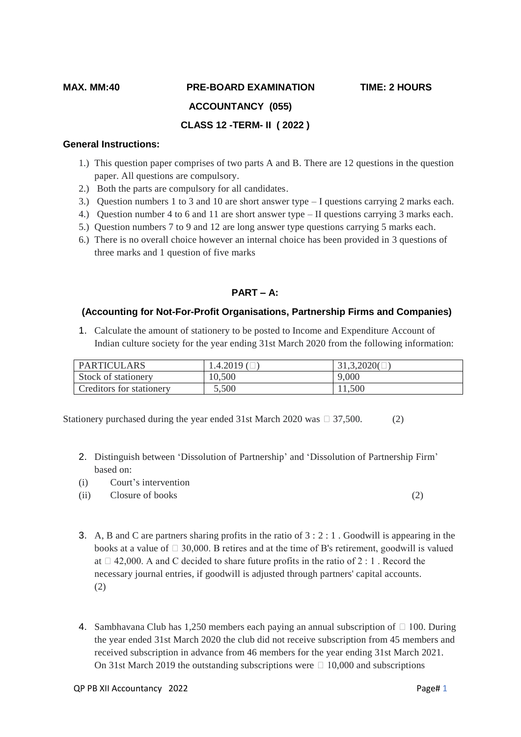**MAX. MM:40 PRE-BOARD EXAMINATION TIME: 2 HOURS**

**ACCOUNTANCY (055)**

**CLASS 12 -TERM- II ( 2022 )**

**General Instructions:**

1.) This question paper comprises of two parts A and B. There are 12 questions in the question paper. All questions are compulsory.
2.) Both the parts are compulsory for all candidates.
3.) Question numbers 1 to 3 and 10 are short answer type – I questions carrying 2 marks each.
4.) Question number 4 to 6 and 11 are short answer type – II questions carrying 3 marks each.
5.) Question numbers 7 to 9 and 12 are long answer type questions carrying 5 marks each.
6.) There is no overall choice however an internal choice has been provided in 3 questions of three marks and 1 question of five marks

## PART – A:

### (Accounting for Not-For-Profit Organisations, Partnership Firms and Companies)

1. Calculate the amount of stationery to be posted to Income and Expenditure Account of Indian culture society for the year ending 31st March 2020 from the following information:

| PARTICULARS | 1.4.2019 (₹) | 31,3,2020(₹) |
|---|---|---|
| Stock of stationery | 10,500 | 9,000 |
| Creditors for stationery | 5,500 | 11,500 |

Stationery purchased during the year ended 31st March 2020 was ₹ 37,500. (2)

2. Distinguish between 'Dissolution of Partnership' and 'Dissolution of Partnership Firm' based on:

(i) Court's intervention
(ii) Closure of books (2)

3. A, B and C are partners sharing profits in the ratio of 3 : 2 : 1 . Goodwill is appearing in the books at a value of ₹ 30,000. B retires and at the time of B's retirement, goodwill is valued at ₹ 42,000. A and C decided to share future profits in the ratio of 2 : 1 . Record the necessary journal entries, if goodwill is adjusted through partners' capital accounts. (2)

4. Sambhavana Club has 1,250 members each paying an annual subscription of ₹ 100. During the year ended 31st March 2020 the club did not receive subscription from 45 members and received subscription in advance from 46 members for the year ending 31st March 2021. On 31st March 2019 the outstanding subscriptions were ₹ 10,000 and subscriptions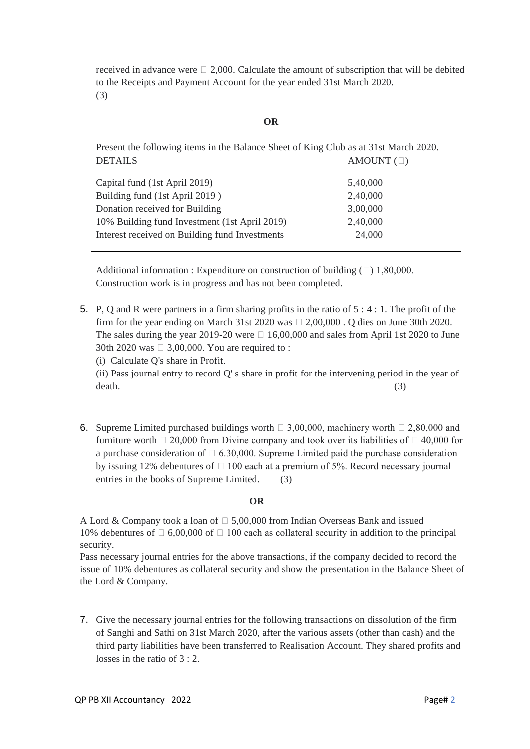received in advance were ₹ 2,000. Calculate the amount of subscription that will be debited to the Receipts and Payment Account for the year ended 31st March 2020.
(3)

**OR**

Present the following items in the Balance Sheet of King Club as at 31st March 2020.

| DETAILS | AMOUNT (₹) |
|---|---|
| Capital fund (1st April 2019) | 5,40,000 |
| Building fund (1st April 2019 ) | 2,40,000 |
| Donation received for Building | 3,00,000 |
| 10% Building fund Investment (1st April 2019) | 2,40,000 |
| Interest received on Building fund Investments | 24,000 |

Additional information : Expenditure on construction of building (₹) 1,80,000. Construction work is in progress and has not been completed.

5. P, Q and R were partners in a firm sharing profits in the ratio of 5 : 4 : 1. The profit of the firm for the year ending on March 31st 2020 was ₹ 2,00,000 . Q dies on June 30th 2020. The sales during the year 2019-20 were ₹ 16,00,000 and sales from April 1st 2020 to June 30th 2020 was ₹ 3,00,000. You are required to :
   (i) Calculate Q's share in Profit.
   (ii) Pass journal entry to record Q' s share in profit for the intervening period in the year of death. (3)

6. Supreme Limited purchased buildings worth ₹ 3,00,000, machinery worth ₹ 2,80,000 and furniture worth ₹ 20,000 from Divine company and took over its liabilities of ₹ 40,000 for a purchase consideration of ₹ 6.30,000. Supreme Limited paid the purchase consideration by issuing 12% debentures of ₹ 100 each at a premium of 5%. Record necessary journal entries in the books of Supreme Limited. (3)

**OR**

A Lord & Company took a loan of ₹ 5,00,000 from Indian Overseas Bank and issued 10% debentures of ₹ 6,00,000 of ₹ 100 each as collateral security in addition to the principal security.
Pass necessary journal entries for the above transactions, if the company decided to record the issue of 10% debentures as collateral security and show the presentation in the Balance Sheet of the Lord & Company.

7. Give the necessary journal entries for the following transactions on dissolution of the firm of Sanghi and Sathi on 31st March 2020, after the various assets (other than cash) and the third party liabilities have been transferred to Realisation Account. They shared profits and losses in the ratio of 3 : 2.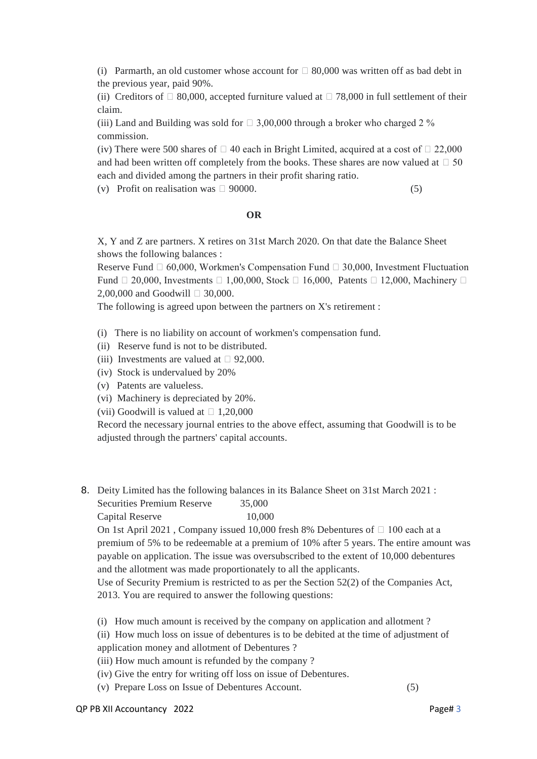(i) Parmarth, an old customer whose account for ₹ 80,000 was written off as bad debt in the previous year, paid 90%.

(ii) Creditors of ₹ 80,000, accepted furniture valued at ₹ 78,000 in full settlement of their claim.

(iii) Land and Building was sold for ₹ 3,00,000 through a broker who charged 2 % commission.

(iv) There were 500 shares of ₹ 40 each in Bright Limited, acquired at a cost of ₹ 22,000 and had been written off completely from the books. These shares are now valued at ₹ 50 each and divided among the partners in their profit sharing ratio.

(v) Profit on realisation was ₹ 90000. (5)

**OR**

X, Y and Z are partners. X retires on 31st March 2020. On that date the Balance Sheet shows the following balances :

Reserve Fund ₹ 60,000, Workmen's Compensation Fund ₹ 30,000, Investment Fluctuation Fund ₹ 20,000, Investments ₹ 1,00,000, Stock ₹ 16,000, Patents ₹ 12,000, Machinery ₹ 2,00,000 and Goodwill ₹ 30,000.

The following is agreed upon between the partners on X's retirement :

(i) There is no liability on account of workmen's compensation fund.

(ii) Reserve fund is not to be distributed.

(iii) Investments are valued at ₹ 92,000.

(iv) Stock is undervalued by 20%

(v) Patents are valueless.

(vi) Machinery is depreciated by 20%.

(vii) Goodwill is valued at ₹ 1,20,000

Record the necessary journal entries to the above effect, assuming that Goodwill is to be adjusted through the partners' capital accounts.

8. Deity Limited has the following balances in its Balance Sheet on 31st March 2021 :

| | |
|---|---|
| Securities Premium Reserve | 35,000 |
| Capital Reserve | 10,000 |

On 1st April 2021 , Company issued 10,000 fresh 8% Debentures of ₹ 100 each at a premium of 5% to be redeemable at a premium of 10% after 5 years. The entire amount was payable on application. The issue was oversubscribed to the extent of 10,000 debentures and the allotment was made proportionately to all the applicants.

Use of Security Premium is restricted to as per the Section 52(2) of the Companies Act, 2013. You are required to answer the following questions:

(i) How much amount is received by the company on application and allotment ?

(ii) How much loss on issue of debentures is to be debited at the time of adjustment of application money and allotment of Debentures ?

(iii) How much amount is refunded by the company ?

(iv) Give the entry for writing off loss on issue of Debentures.

(v) Prepare Loss on Issue of Debentures Account. (5)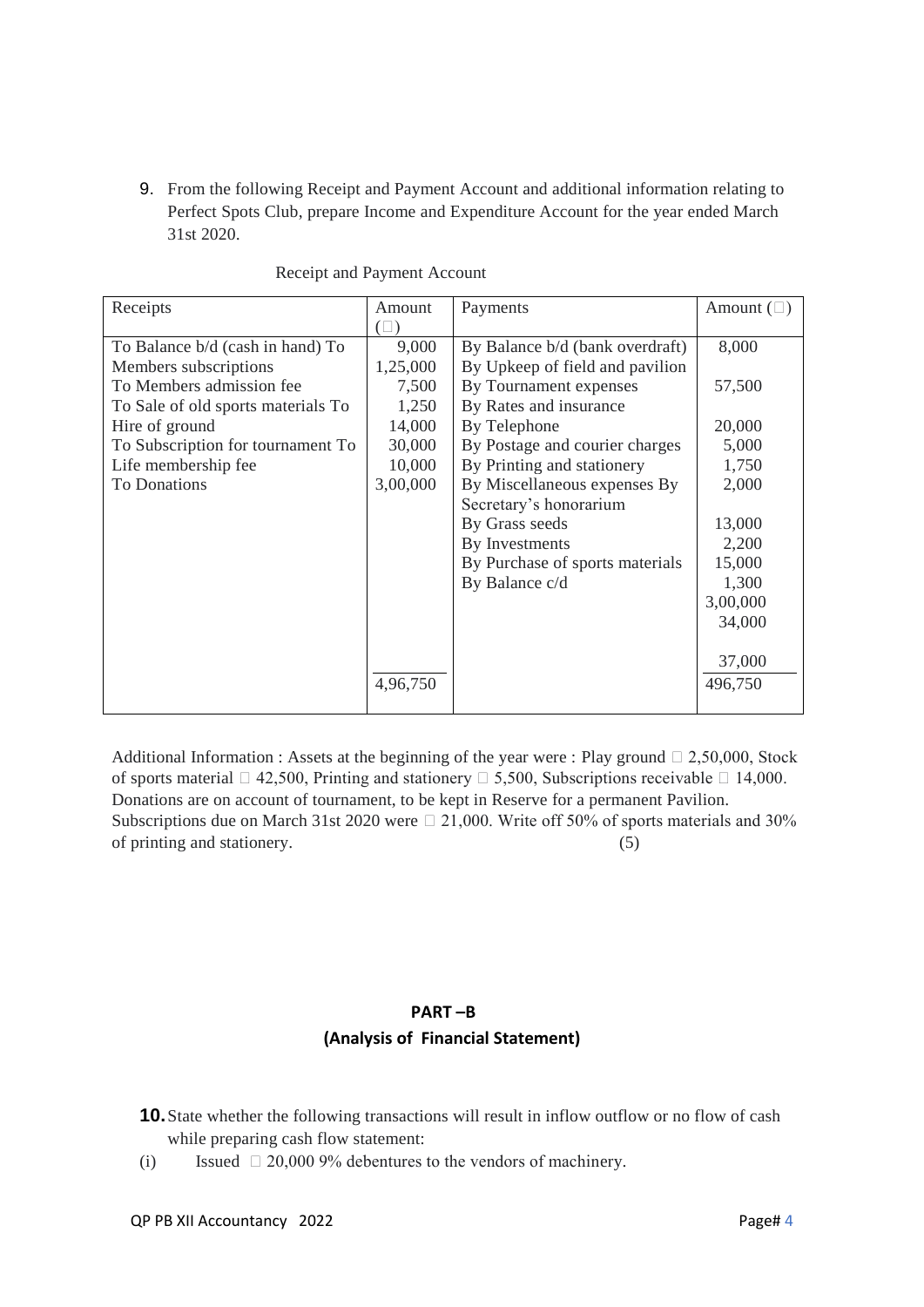9. From the following Receipt and Payment Account and additional information relating to Perfect Spots Club, prepare Income and Expenditure Account for the year ended March 31st 2020.

Receipt and Payment Account

| Receipts | Amount (₹) | Payments | Amount (₹) |
|---|---|---|---|
| To Balance b/d (cash in hand) To | 9,000 | By Balance b/d (bank overdraft) | 8,000 |
| Members subscriptions | 1,25,000 | By Upkeep of field and pavilion | |
| To Members admission fee | 7,500 | By Tournament expenses | 57,500 |
| To Sale of old sports materials To | 1,250 | By Rates and insurance | |
| Hire of ground | 14,000 | By Telephone | 20,000 |
| To Subscription for tournament To | 30,000 | By Postage and courier charges | 5,000 |
| Life membership fee | 10,000 | By Printing and stationery | 1,750 |
| To Donations | 3,00,000 | By Miscellaneous expenses By | 2,000 |
| | | Secretary's honorarium | |
| | | By Grass seeds | 13,000 |
| | | By Investments | 2,200 |
| | | By Purchase of sports materials | 15,000 |
| | | By Balance c/d | 1,300 |
| | | | 3,00,000 |
| | | | 34,000 |
| | | | 37,000 |
| | 4,96,750 | | 496,750 |

Additional Information : Assets at the beginning of the year were : Play ground ₹ 2,50,000, Stock of sports material ₹ 42,500, Printing and stationery ₹ 5,500, Subscriptions receivable ₹ 14,000. Donations are on account of tournament, to be kept in Reserve for a permanent Pavilion. Subscriptions due on March 31st 2020 were ₹ 21,000. Write off 50% of sports materials and 30% of printing and stationery. (5)

## PART –B
## (Analysis of Financial Statement)

**10.** State whether the following transactions will result in inflow outflow or no flow of cash while preparing cash flow statement:

(i) Issued ₹ 20,000 9% debentures to the vendors of machinery.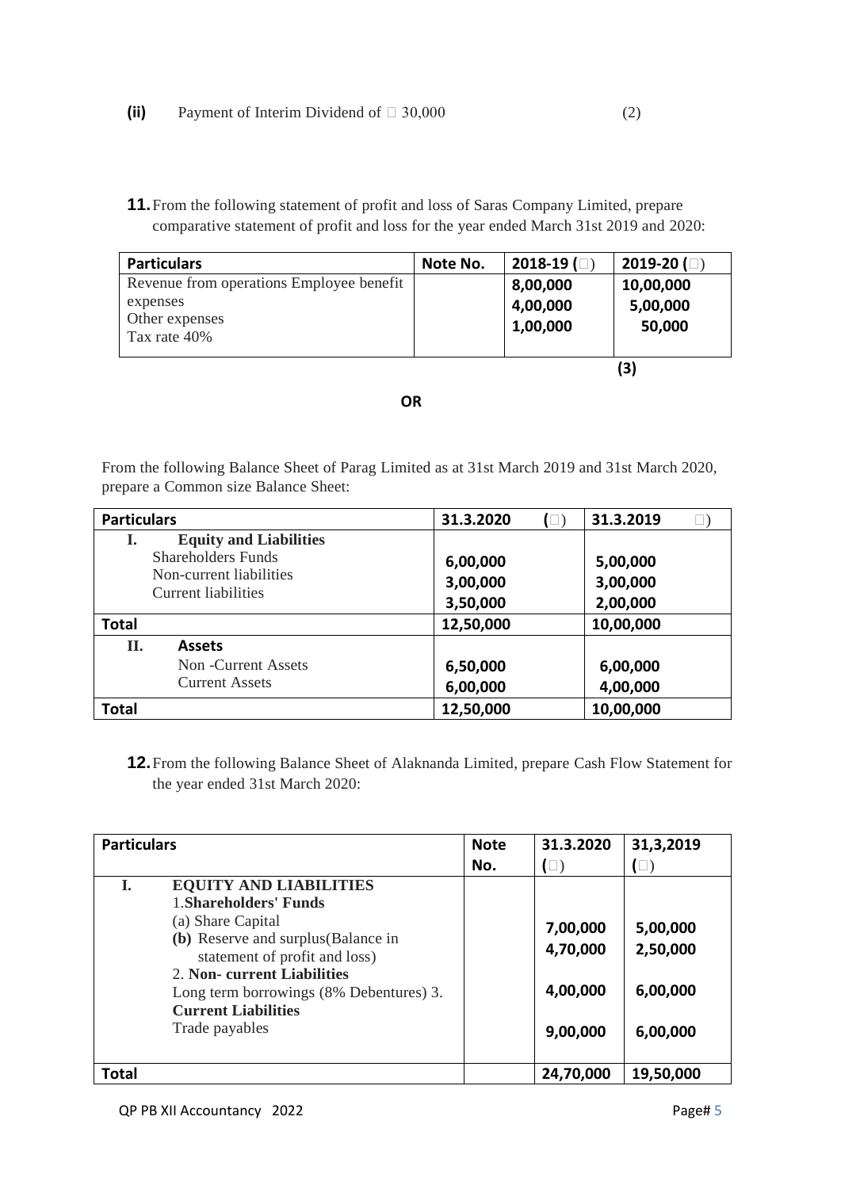**(ii)** Payment of Interim Dividend of ₹ 30,000 (2)

**11.** From the following statement of profit and loss of Saras Company Limited, prepare comparative statement of profit and loss for the year ended March 31st 2019 and 2020:

| Particulars | Note No. | 2018-19 (₹) | 2019-20 (₹) |
|---|---|---|---|
| Revenue from operations | | 8,00,000 | 10,00,000 |
| Employee benefit expenses | | 4,00,000 | 5,00,000 |
| Other expenses | | 1,00,000 | 50,000 |
| Tax rate 40% | | | |

**(3)**

**OR**

From the following Balance Sheet of Parag Limited as at 31st March 2019 and 31st March 2020, prepare a Common size Balance Sheet:

| Particulars | 31.3.2020 (₹) | 31.3.2019 (₹) |
|---|---|---|
| **I. Equity and Liabilities** | | |
| Shareholders Funds | 6,00,000 | 5,00,000 |
| Non-current liabilities | 3,00,000 | 3,00,000 |
| Current liabilities | 3,50,000 | 2,00,000 |
| **Total** | 12,50,000 | 10,00,000 |
| **II. Assets** | | |
| Non -Current Assets | 6,50,000 | 6,00,000 |
| Current Assets | 6,00,000 | 4,00,000 |
| **Total** | 12,50,000 | 10,00,000 |

**12.** From the following Balance Sheet of Alaknanda Limited, prepare Cash Flow Statement for the year ended 31st March 2020:

| Particulars | Note No. | 31.3.2020 (₹) | 31,3,2019 (₹) |
|---|---|---|---|
| **I. EQUITY AND LIABILITIES** | | | |
| 1. **Shareholders' Funds** | | | |
| (a) Share Capital | | 7,00,000 | 5,00,000 |
| **(b)** Reserve and surplus(Balance in statement of profit and loss) | | 4,70,000 | 2,50,000 |
| 2. **Non- current Liabilities** | | | |
| Long term borrowings (8% Debentures) | | 4,00,000 | 6,00,000 |
| 3. **Current Liabilities** | | | |
| Trade payables | | 9,00,000 | 6,00,000 |
| **Total** | | 24,70,000 | 19,50,000 |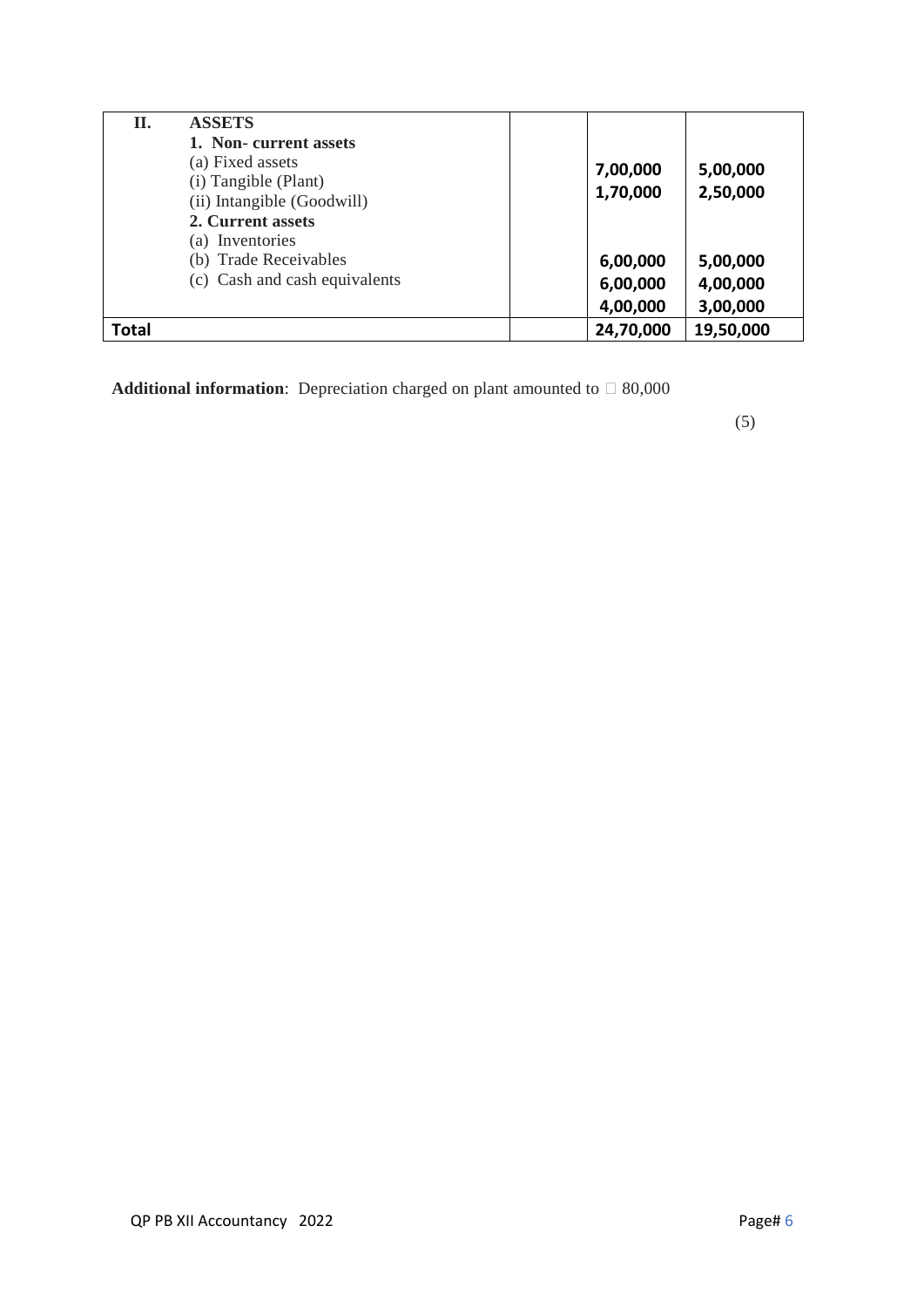| | | | | |
|---|---|---|---|---|
| **II.** | **ASSETS** | | | |
| | **1. Non- current assets** | | | |
| | (a) Fixed assets | | | |
| | (i) Tangible (Plant) | | **7,00,000** | **5,00,000** |
| | (ii) Intangible (Goodwill) | | **1,70,000** | **2,50,000** |
| | **2. Current assets** | | | |
| | (a) Inventories | | **6,00,000** | **5,00,000** |
| | (b) Trade Receivables | | **6,00,000** | **4,00,000** |
| | (c) Cash and cash equivalents | | **4,00,000** | **3,00,000** |
| **Total** | | | **24,70,000** | **19,50,000** |

**Additional information**: Depreciation charged on plant amounted to ₹ 80,000

(5)